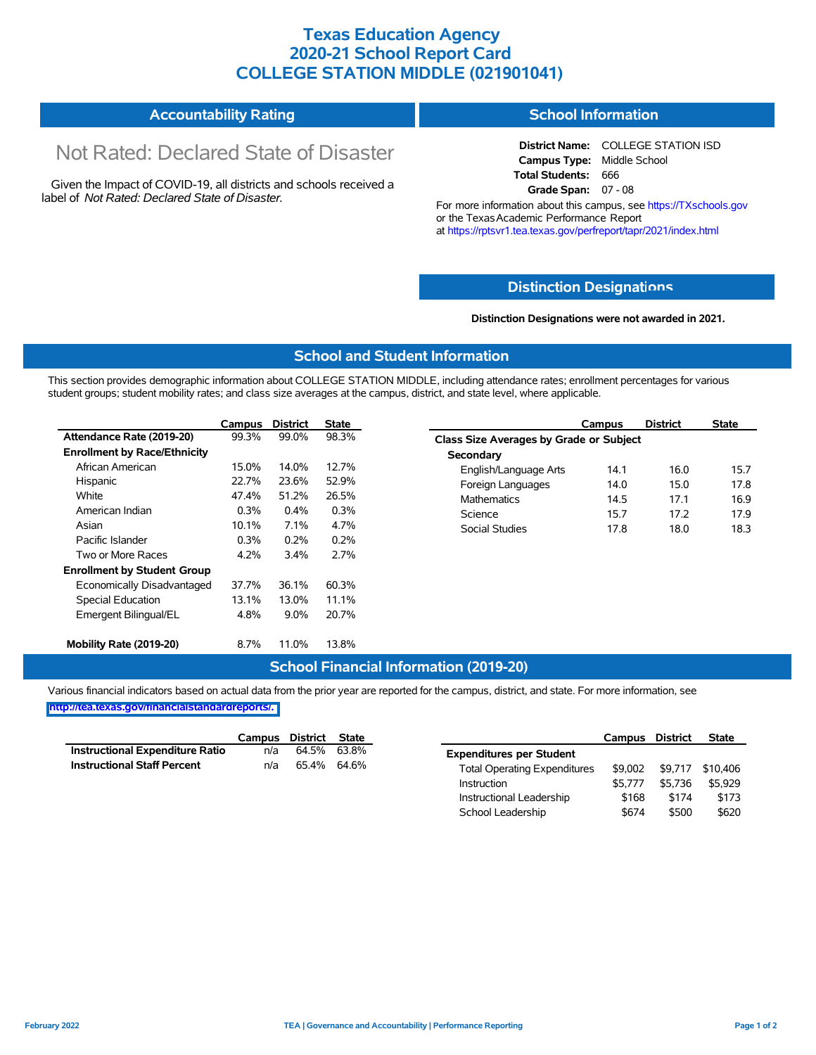# Texas Education Agency
# 2020-21 School Report Card
# COLLEGE STATION MIDDLE (021901041)

## Accountability Rating

Not Rated: Declared State of Disaster

Given the Impact of COVID-19, all districts and schools received a label of *Not Rated: Declared State of Disaster*.

## School Information

**District Name:** COLLEGE STATION ISD
**Campus Type:** Middle School
**Total Students:** 666
**Grade Span:** 07 - 08

For more information about this campus, see https://TXschools.gov or the Texas Academic Performance Report at https://rptsvr1.tea.texas.gov/perfreport/tapr/2021/index.html

## Distinction Designations

**Distinction Designations were not awarded in 2021.**

## School and Student Information

This section provides demographic information about COLLEGE STATION MIDDLE, including attendance rates; enrollment percentages for various student groups; student mobility rates; and class size averages at the campus, district, and state level, where applicable.

| | Campus | District | State |
|---|---|---|---|
| **Attendance Rate (2019-20)** | 99.3% | 99.0% | 98.3% |
| **Enrollment by Race/Ethnicity** | | | |
| African American | 15.0% | 14.0% | 12.7% |
| Hispanic | 22.7% | 23.6% | 52.9% |
| White | 47.4% | 51.2% | 26.5% |
| American Indian | 0.3% | 0.4% | 0.3% |
| Asian | 10.1% | 7.1% | 4.7% |
| Pacific Islander | 0.3% | 0.2% | 0.2% |
| Two or More Races | 4.2% | 3.4% | 2.7% |
| **Enrollment by Student Group** | | | |
| Economically Disadvantaged | 37.7% | 36.1% | 60.3% |
| Special Education | 13.1% | 13.0% | 11.1% |
| Emergent Bilingual/EL | 4.8% | 9.0% | 20.7% |
| **Mobility Rate (2019-20)** | 8.7% | 11.0% | 13.8% |

| | Campus | District | State |
|---|---|---|---|
| **Class Size Averages by Grade or Subject** | | | |
| **Secondary** | | | |
| English/Language Arts | 14.1 | 16.0 | 15.7 |
| Foreign Languages | 14.0 | 15.0 | 17.8 |
| Mathematics | 14.5 | 17.1 | 16.9 |
| Science | 15.7 | 17.2 | 17.9 |
| Social Studies | 17.8 | 18.0 | 18.3 |

## School Financial Information (2019-20)

Various financial indicators based on actual data from the prior year are reported for the campus, district, and state. For more information, see http://tea.texas.gov/financialstandardreports/.

| | Campus | District | State |
|---|---|---|---|
| **Instructional Expenditure Ratio** | n/a | 64.5% | 63.8% |
| **Instructional Staff Percent** | n/a | 65.4% | 64.6% |

| | Campus | District | State |
|---|---|---|---|
| **Expenditures per Student** | | | |
| Total Operating Expenditures | $9,002 | $9,717 | $10,406 |
| Instruction | $5,777 | $5,736 | $5,929 |
| Instructional Leadership | $168 | $174 | $173 |
| School Leadership | $674 | $500 | $620 |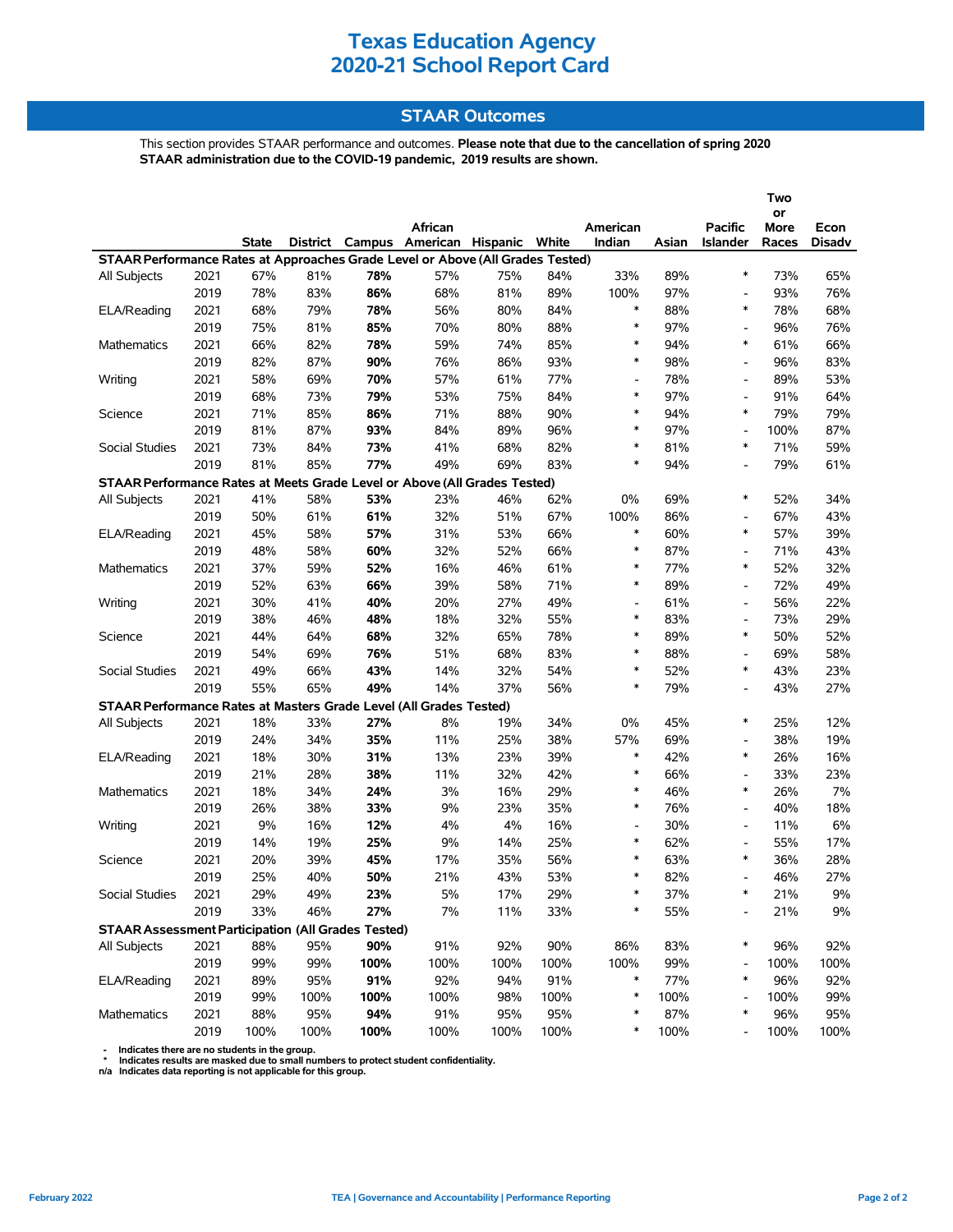# Texas Education Agency
# 2020-21 School Report Card

## STAAR Outcomes

This section provides STAAR performance and outcomes. **Please note that due to the cancellation of spring 2020 STAAR administration due to the COVID-19 pandemic, 2019 results are shown.**

| | | State | District | Campus | African American | Hispanic | White | American Indian | Asian | Pacific Islander | Two or More Races | Econ Disadv |
|---|---|---|---|---|---|---|---|---|---|---|---|---|
| **STAAR Performance Rates at Approaches Grade Level or Above (All Grades Tested)** | | | | | | | | | | | | |
| All Subjects | 2021 | 67% | 81% | **78%** | 57% | 75% | 84% | 33% | 89% | * | 73% | 65% |
| | 2019 | 78% | 83% | **86%** | 68% | 81% | 89% | 100% | 97% | - | 93% | 76% |
| ELA/Reading | 2021 | 68% | 79% | **78%** | 56% | 80% | 84% | * | 88% | * | 78% | 68% |
| | 2019 | 75% | 81% | **85%** | 70% | 80% | 88% | * | 97% | - | 96% | 76% |
| Mathematics | 2021 | 66% | 82% | **78%** | 59% | 74% | 85% | * | 94% | * | 61% | 66% |
| | 2019 | 82% | 87% | **90%** | 76% | 86% | 93% | * | 98% | - | 96% | 83% |
| Writing | 2021 | 58% | 69% | **70%** | 57% | 61% | 77% | - | 78% | - | 89% | 53% |
| | 2019 | 68% | 73% | **79%** | 53% | 75% | 84% | * | 97% | - | 91% | 64% |
| Science | 2021 | 71% | 85% | **86%** | 71% | 88% | 90% | * | 94% | * | 79% | 79% |
| | 2019 | 81% | 87% | **93%** | 84% | 89% | 96% | * | 97% | - | 100% | 87% |
| Social Studies | 2021 | 73% | 84% | **73%** | 41% | 68% | 82% | * | 81% | * | 71% | 59% |
| | 2019 | 81% | 85% | **77%** | 49% | 69% | 83% | * | 94% | - | 79% | 61% |
| **STAAR Performance Rates at Meets Grade Level or Above (All Grades Tested)** | | | | | | | | | | | | |
| All Subjects | 2021 | 41% | 58% | **53%** | 23% | 46% | 62% | 0% | 69% | * | 52% | 34% |
| | 2019 | 50% | 61% | **61%** | 32% | 51% | 67% | 100% | 86% | - | 67% | 43% |
| ELA/Reading | 2021 | 45% | 58% | **57%** | 31% | 53% | 66% | * | 60% | * | 57% | 39% |
| | 2019 | 48% | 58% | **60%** | 32% | 52% | 66% | * | 87% | - | 71% | 43% |
| Mathematics | 2021 | 37% | 59% | **52%** | 16% | 46% | 61% | * | 77% | * | 52% | 32% |
| | 2019 | 52% | 63% | **66%** | 39% | 58% | 71% | * | 89% | - | 72% | 49% |
| Writing | 2021 | 30% | 41% | **40%** | 20% | 27% | 49% | - | 61% | - | 56% | 22% |
| | 2019 | 38% | 46% | **48%** | 18% | 32% | 55% | * | 83% | - | 73% | 29% |
| Science | 2021 | 44% | 64% | **68%** | 32% | 65% | 78% | * | 89% | * | 50% | 52% |
| | 2019 | 54% | 69% | **76%** | 51% | 68% | 83% | * | 88% | - | 69% | 58% |
| Social Studies | 2021 | 49% | 66% | **43%** | 14% | 32% | 54% | * | 52% | * | 43% | 23% |
| | 2019 | 55% | 65% | **49%** | 14% | 37% | 56% | * | 79% | - | 43% | 27% |
| **STAAR Performance Rates at Masters Grade Level (All Grades Tested)** | | | | | | | | | | | | |
| All Subjects | 2021 | 18% | 33% | **27%** | 8% | 19% | 34% | 0% | 45% | * | 25% | 12% |
| | 2019 | 24% | 34% | **35%** | 11% | 25% | 38% | 57% | 69% | - | 38% | 19% |
| ELA/Reading | 2021 | 18% | 30% | **31%** | 13% | 23% | 39% | * | 42% | * | 26% | 16% |
| | 2019 | 21% | 28% | **38%** | 11% | 32% | 42% | * | 66% | - | 33% | 23% |
| Mathematics | 2021 | 18% | 34% | **24%** | 3% | 16% | 29% | * | 46% | * | 26% | 7% |
| | 2019 | 26% | 38% | **33%** | 9% | 23% | 35% | * | 76% | - | 40% | 18% |
| Writing | 2021 | 9% | 16% | **12%** | 4% | 4% | 16% | - | 30% | - | 11% | 6% |
| | 2019 | 14% | 19% | **25%** | 9% | 14% | 25% | * | 62% | - | 55% | 17% |
| Science | 2021 | 20% | 39% | **45%** | 17% | 35% | 56% | * | 63% | * | 36% | 28% |
| | 2019 | 25% | 40% | **50%** | 21% | 43% | 53% | * | 82% | - | 46% | 27% |
| Social Studies | 2021 | 29% | 49% | **23%** | 5% | 17% | 29% | * | 37% | * | 21% | 9% |
| | 2019 | 33% | 46% | **27%** | 7% | 11% | 33% | * | 55% | - | 21% | 9% |
| **STAAR Assessment Participation (All Grades Tested)** | | | | | | | | | | | | |
| All Subjects | 2021 | 88% | 95% | **90%** | 91% | 92% | 90% | 86% | 83% | * | 96% | 92% |
| | 2019 | 99% | 99% | **100%** | 100% | 100% | 100% | 100% | 99% | - | 100% | 100% |
| ELA/Reading | 2021 | 89% | 95% | **91%** | 92% | 94% | 91% | * | 77% | * | 96% | 92% |
| | 2019 | 99% | 100% | **100%** | 100% | 98% | 100% | * | 100% | - | 100% | 99% |
| Mathematics | 2021 | 88% | 95% | **94%** | 91% | 95% | 95% | * | 87% | * | 96% | 95% |
| | 2019 | 100% | 100% | **100%** | 100% | 100% | 100% | * | 100% | - | 100% | 100% |

- Indicates there are no students in the group.
\* Indicates results are masked due to small numbers to protect student confidentiality.
n/a Indicates data reporting is not applicable for this group.